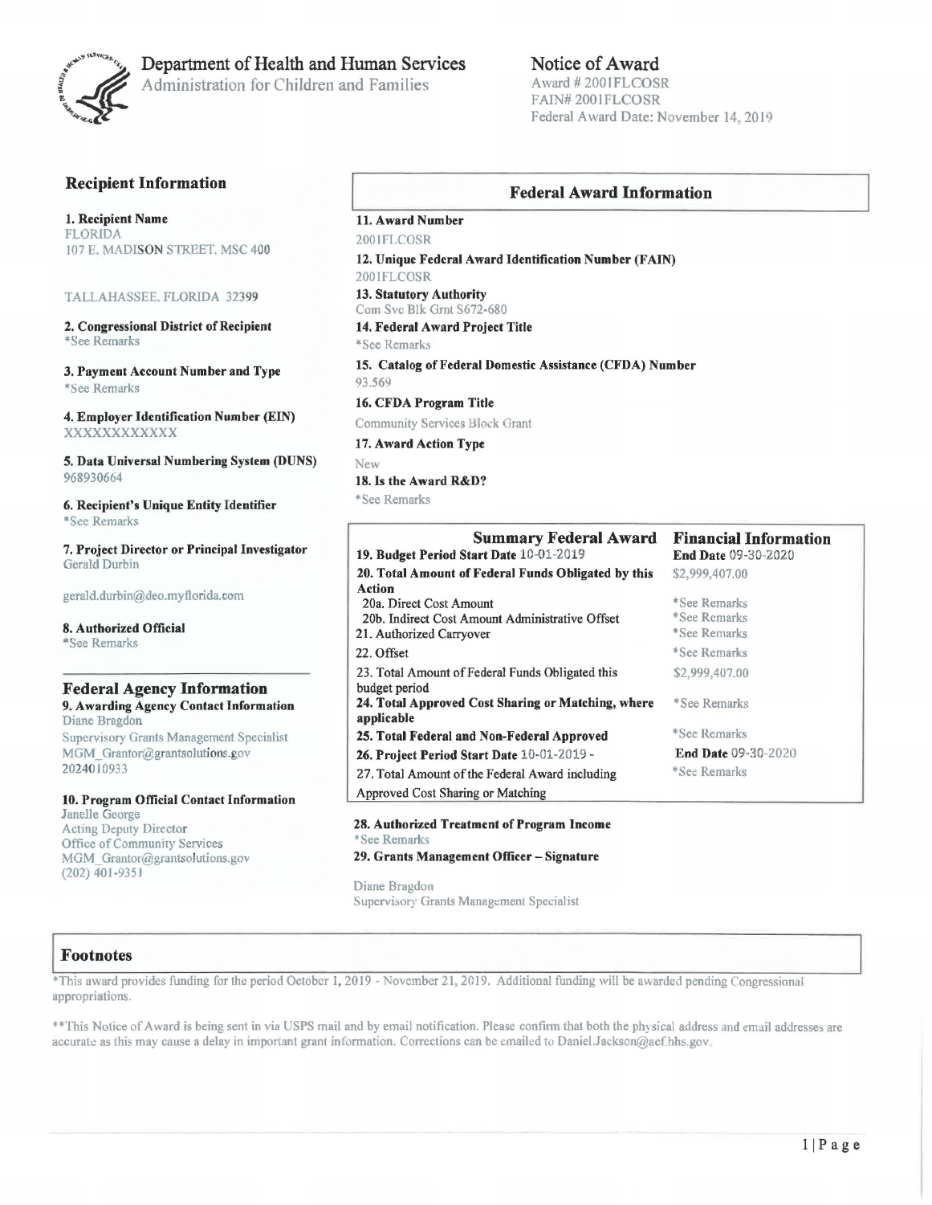# Department of Health and Human Services

Administration for Children and Families

## Notice of Award

Award # 2001FLCOSR
FAIN# 2001FLCOSR
Federal Award Date: November 14, 2019

## Recipient Information

**1. Recipient Name**
FLORIDA
107 E. MADISON STREET, MSC 400

TALLAHASSEE, FLORIDA 32399

**2. Congressional District of Recipient**
*See Remarks

**3. Payment Account Number and Type**
*See Remarks

**4. Employer Identification Number (EIN)**
XXXXXXXXXXXX

**5. Data Universal Numbering System (DUNS)**
968930664

**6. Recipient's Unique Entity Identifier**
*See Remarks

**7. Project Director or Principal Investigator**
Gerald Durbin

gerald.durbin@deo.myflorida.com

**8. Authorized Official**
*See Remarks

## Federal Agency Information

**9. Awarding Agency Contact Information**
Diane Bragdon
Supervisory Grants Management Specialist
MGM_Grantor@grantsolutions.gov
2024010933

**10. Program Official Contact Information**
Janelle George
Acting Deputy Director
Office of Community Services
MGM_Grantor@grantsolutions.gov
(202) 401-9351

## Federal Award Information

**11. Award Number**
2001FLCOSR

**12. Unique Federal Award Identification Number (FAIN)**
2001FLCOSR

**13. Statutory Authority**
Com Svc Blk Grnt S672-680

**14. Federal Award Project Title**
*See Remarks

**15. Catalog of Federal Domestic Assistance (CFDA) Number**
93.569

**16. CFDA Program Title**
Community Services Block Grant

**17. Award Action Type**
New

**18. Is the Award R&D?**
*See Remarks

### Summary Federal Award Financial Information

| | |
|---|---|
| **19. Budget Period Start Date** 10-01-2019 | **End Date** 09-30-2020 |
| **20. Total Amount of Federal Funds Obligated by this Action** | $2,999,407.00 |
| 20a. Direct Cost Amount | *See Remarks |
| 20b. Indirect Cost Amount Administrative Offset | *See Remarks |
| 21. Authorized Carryover | *See Remarks |
| 22. Offset | *See Remarks |
| 23. Total Amount of Federal Funds Obligated this budget period | $2,999,407.00 |
| **24. Total Approved Cost Sharing or Matching, where applicable** | *See Remarks |
| **25. Total Federal and Non-Federal Approved** | *See Remarks |
| **26. Project Period Start Date** 10-01-2019 - | **End Date** 09-30-2020 |
| 27. Total Amount of the Federal Award including Approved Cost Sharing or Matching | *See Remarks |

**28. Authorized Treatment of Program Income**
*See Remarks

**29. Grants Management Officer – Signature**

Diane Bragdon
Supervisory Grants Management Specialist

## Footnotes

*This award provides funding for the period October 1, 2019 - November 21, 2019. Additional funding will be awarded pending Congressional appropriations.

**This Notice of Award is being sent in via USPS mail and by email notification. Please confirm that both the physical address and email addresses are accurate as this may cause a delay in important grant information. Corrections can be emailed to Daniel.Jackson@acf.hhs.gov.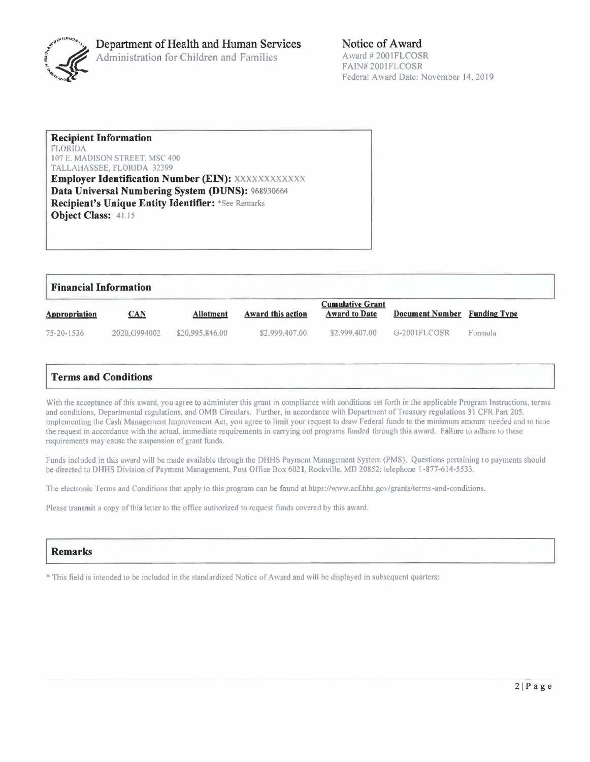Department of Health and Human Services
Administration for Children and Families

Notice of Award
Award # 2001FLCOSR
FAIN# 2001FLCOSR
Federal Award Date: November 14, 2019

**Recipient Information**
FLORIDA
107 E. MADISON STREET, MSC 400
TALLAHASSEE, FLORIDA 32399
**Employer Identification Number (EIN):** XXXXXXXXXXXX
**Data Universal Numbering System (DUNS):** 968930664
**Recipient's Unique Entity Identifier:** *See Remarks
**Object Class:** 41.15

## Financial Information

| Appropriation | CAN | Allotment | Award this action | Cumulative Grant Award to Date | Document Number | Funding Type |
|---|---|---|---|---|---|---|
| 75-20-1536 | 2020,G994002 | $20,995,846.00 | $2,999,407.00 | $2,999,407.00 | G-2001FLCOSR | Formula |

## Terms and Conditions

With the acceptance of this award, you agree to administer this grant in compliance with conditions set forth in the applicable Program Instructions, terms and conditions, Departmental regulations, and OMB Circulars. Further, in accordance with Department of Treasury regulations 31 CFR Part 205, implementing the Cash Management Improvement Act, you agree to limit your request to draw Federal funds to the minimum amount needed and to time the request in accordance with the actual, immediate requirements in carrying out programs funded through this award. Failure to adhere to these requirements may cause the suspension of grant funds.

Funds included in this award will be made available through the DHHS Payment Management System (PMS). Questions pertaining to payments should be directed to DHHS Division of Payment Management, Post Office Box 6021, Rockville, MD 20852; telephone 1-877-614-5533.

The electronic Terms and Conditions that apply to this program can be found at https://www.acf.hhs.gov/grants/terms-and-conditions.

Please transmit a copy of this letter to the office authorized to request funds covered by this award.

## Remarks

* This field is intended to be included in the standardized Notice of Award and will be displayed in subsequent quarters: